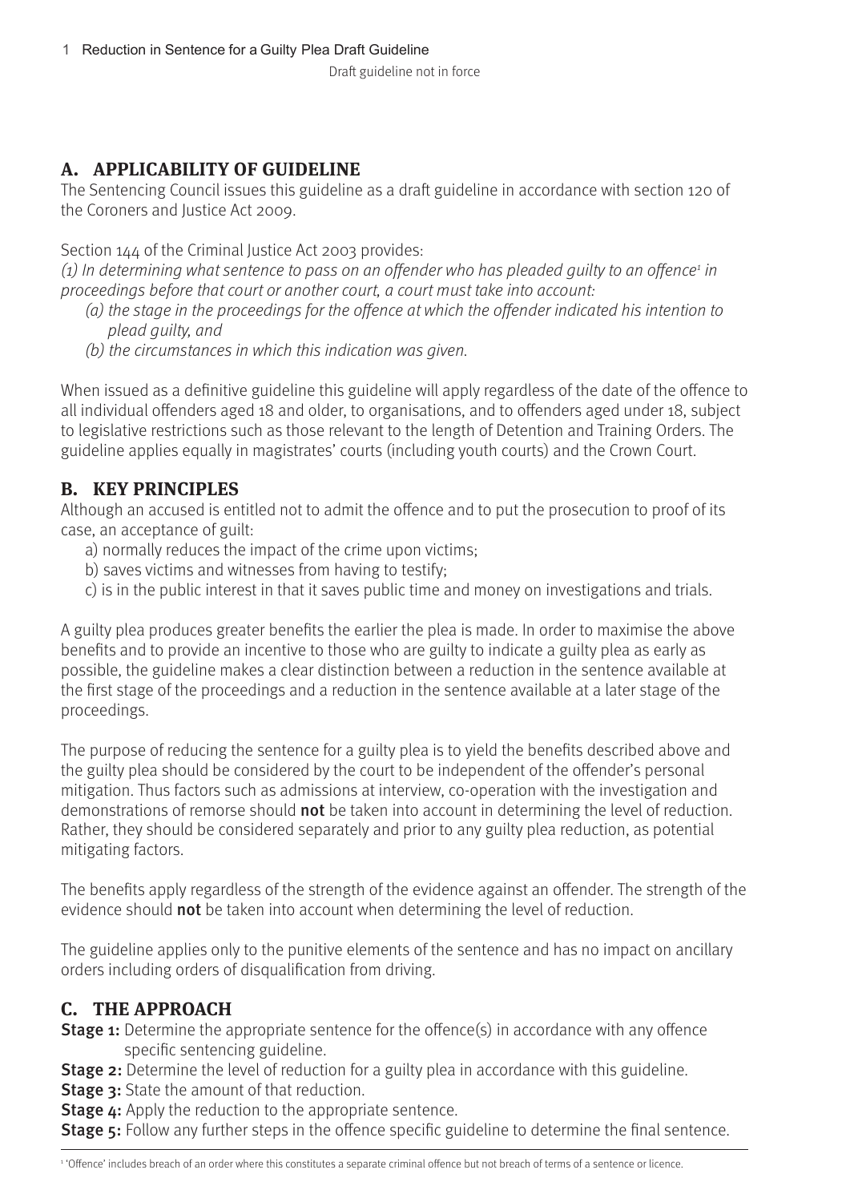## A. APPLICABILITY OF GUIDELINE

The Sentencing Council issues this guideline as a draft guideline in accordance with section 120 of the Coroners and Justice Act 2009.

Section 144 of the Criminal Justice Act 2003 provides:

*(1) In determining what sentence to pass on an offender who has pleaded guilty to an offence[1] in proceedings before that court or another court, a court must take into account:*

- *(a) the stage in the proceedings for the offence at which the offender indicated his intention to plead guilty, and*
- *(b) the circumstances in which this indication was given.*

When issued as a definitive guideline this guideline will apply regardless of the date of the offence to all individual offenders aged 18 and older, to organisations, and to offenders aged under 18, subject to legislative restrictions such as those relevant to the length of Detention and Training Orders. The guideline applies equally in magistrates' courts (including youth courts) and the Crown Court.

## B. KEY PRINCIPLES

Although an accused is entitled not to admit the offence and to put the prosecution to proof of its case, an acceptance of guilt:

- a) normally reduces the impact of the crime upon victims;
- b) saves victims and witnesses from having to testify;
- c) is in the public interest in that it saves public time and money on investigations and trials.

A guilty plea produces greater benefits the earlier the plea is made. In order to maximise the above benefits and to provide an incentive to those who are guilty to indicate a guilty plea as early as possible, the guideline makes a clear distinction between a reduction in the sentence available at the first stage of the proceedings and a reduction in the sentence available at a later stage of the proceedings.

The purpose of reducing the sentence for a guilty plea is to yield the benefits described above and the guilty plea should be considered by the court to be independent of the offender's personal mitigation. Thus factors such as admissions at interview, co-operation with the investigation and demonstrations of remorse should **not** be taken into account in determining the level of reduction. Rather, they should be considered separately and prior to any guilty plea reduction, as potential mitigating factors.

The benefits apply regardless of the strength of the evidence against an offender. The strength of the evidence should **not** be taken into account when determining the level of reduction.

The guideline applies only to the punitive elements of the sentence and has no impact on ancillary orders including orders of disqualification from driving.

## C. THE APPROACH

**Stage 1:** Determine the appropriate sentence for the offence(s) in accordance with any offence specific sentencing guideline.

**Stage 2:** Determine the level of reduction for a guilty plea in accordance with this guideline.

**Stage 3:** State the amount of that reduction.

**Stage 4:** Apply the reduction to the appropriate sentence.

**Stage 5:** Follow any further steps in the offence specific guideline to determine the final sentence.

---

[1] 'Offence' includes breach of an order where this constitutes a separate criminal offence but not breach of terms of a sentence or licence.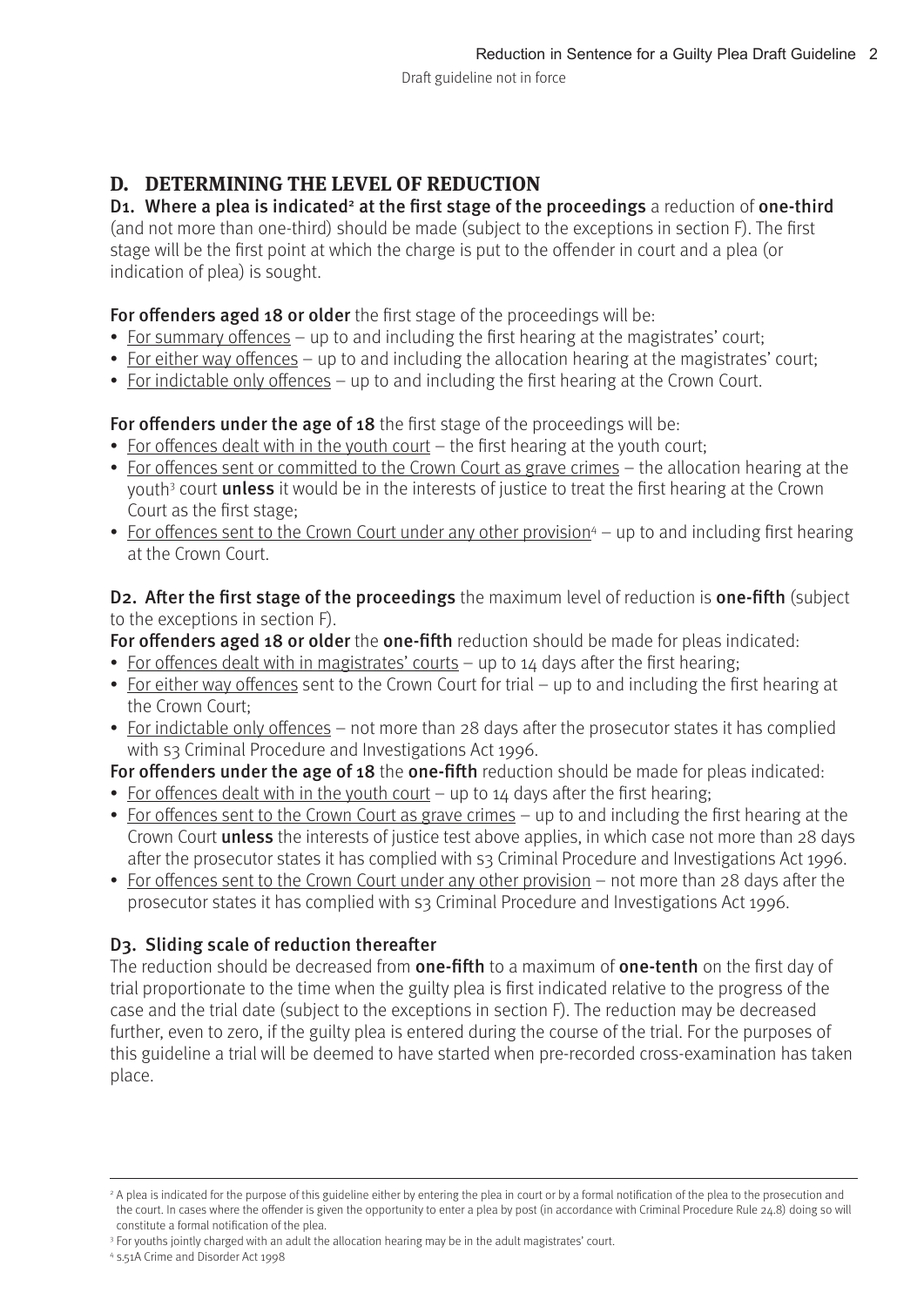## D. DETERMINING THE LEVEL OF REDUCTION

**D1. Where a plea is indicated[2] at the first stage of the proceedings** a reduction of **one-third** (and not more than one-third) should be made (subject to the exceptions in section F). The first stage will be the first point at which the charge is put to the offender in court and a plea (or indication of plea) is sought.

**For offenders aged 18 or older** the first stage of the proceedings will be:

- For summary offences – up to and including the first hearing at the magistrates' court;
- For either way offences – up to and including the allocation hearing at the magistrates' court;
- For indictable only offences – up to and including the first hearing at the Crown Court.

**For offenders under the age of 18** the first stage of the proceedings will be:

- For offences dealt with in the youth court – the first hearing at the youth court;
- For offences sent or committed to the Crown Court as grave crimes – the allocation hearing at the youth[3] court **unless** it would be in the interests of justice to treat the first hearing at the Crown Court as the first stage;
- For offences sent to the Crown Court under any other provision[4] – up to and including first hearing at the Crown Court.

**D2. After the first stage of the proceedings** the maximum level of reduction is **one-fifth** (subject to the exceptions in section F).

**For offenders aged 18 or older** the **one-fifth** reduction should be made for pleas indicated:

- For offences dealt with in magistrates' courts – up to 14 days after the first hearing;
- For either way offences sent to the Crown Court for trial – up to and including the first hearing at the Crown Court;
- For indictable only offences – not more than 28 days after the prosecutor states it has complied with s3 Criminal Procedure and Investigations Act 1996.

**For offenders under the age of 18** the **one-fifth** reduction should be made for pleas indicated:

- For offences dealt with in the youth court – up to 14 days after the first hearing;
- For offences sent to the Crown Court as grave crimes – up to and including the first hearing at the Crown Court **unless** the interests of justice test above applies, in which case not more than 28 days after the prosecutor states it has complied with s3 Criminal Procedure and Investigations Act 1996.
- For offences sent to the Crown Court under any other provision – not more than 28 days after the prosecutor states it has complied with s3 Criminal Procedure and Investigations Act 1996.

### D3. Sliding scale of reduction thereafter

The reduction should be decreased from **one-fifth** to a maximum of **one-tenth** on the first day of trial proportionate to the time when the guilty plea is first indicated relative to the progress of the case and the trial date (subject to the exceptions in section F). The reduction may be decreased further, even to zero, if the guilty plea is entered during the course of the trial. For the purposes of this guideline a trial will be deemed to have started when pre-recorded cross-examination has taken place.

---

[2] A plea is indicated for the purpose of this guideline either by entering the plea in court or by a formal notification of the plea to the prosecution and the court. In cases where the offender is given the opportunity to enter a plea by post (in accordance with Criminal Procedure Rule 24.8) doing so will constitute a formal notification of the plea.

[3] For youths jointly charged with an adult the allocation hearing may be in the adult magistrates' court.

[4] s.51A Crime and Disorder Act 1998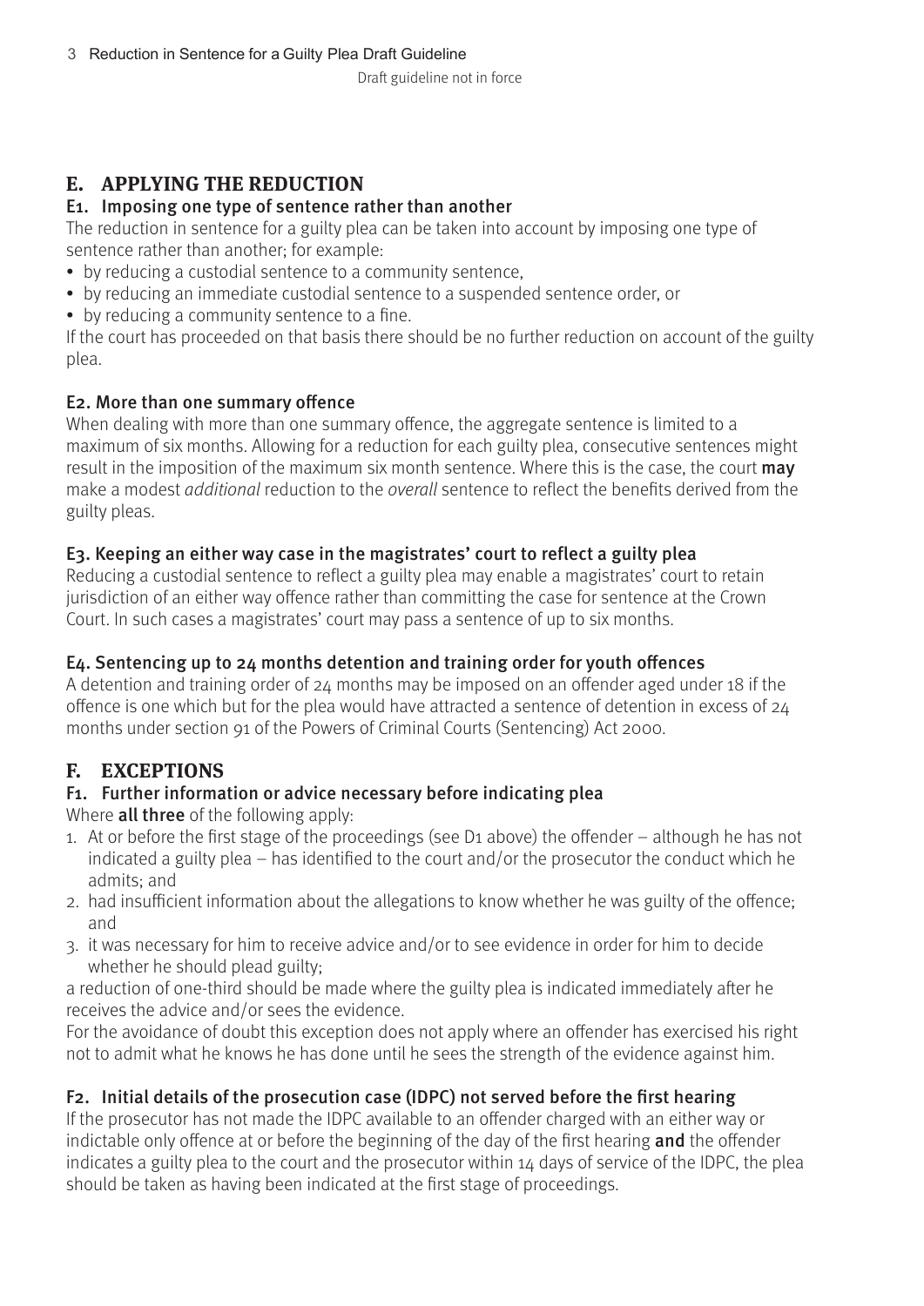## E. APPLYING THE REDUCTION

### E1. Imposing one type of sentence rather than another

The reduction in sentence for a guilty plea can be taken into account by imposing one type of sentence rather than another; for example:

- by reducing a custodial sentence to a community sentence,
- by reducing an immediate custodial sentence to a suspended sentence order, or
- by reducing a community sentence to a fine.

If the court has proceeded on that basis there should be no further reduction on account of the guilty plea.

### E2. More than one summary offence

When dealing with more than one summary offence, the aggregate sentence is limited to a maximum of six months. Allowing for a reduction for each guilty plea, consecutive sentences might result in the imposition of the maximum six month sentence. Where this is the case, the court **may** make a modest *additional* reduction to the *overall* sentence to reflect the benefits derived from the guilty pleas.

### E3. Keeping an either way case in the magistrates' court to reflect a guilty plea

Reducing a custodial sentence to reflect a guilty plea may enable a magistrates' court to retain jurisdiction of an either way offence rather than committing the case for sentence at the Crown Court. In such cases a magistrates' court may pass a sentence of up to six months.

### E4. Sentencing up to 24 months detention and training order for youth offences

A detention and training order of 24 months may be imposed on an offender aged under 18 if the offence is one which but for the plea would have attracted a sentence of detention in excess of 24 months under section 91 of the Powers of Criminal Courts (Sentencing) Act 2000.

## F. EXCEPTIONS

### F1. Further information or advice necessary before indicating plea

Where **all three** of the following apply:

1. At or before the first stage of the proceedings (see D1 above) the offender – although he has not indicated a guilty plea – has identified to the court and/or the prosecutor the conduct which he admits; and
2. had insufficient information about the allegations to know whether he was guilty of the offence; and
3. it was necessary for him to receive advice and/or to see evidence in order for him to decide whether he should plead guilty;

a reduction of one-third should be made where the guilty plea is indicated immediately after he receives the advice and/or sees the evidence.

For the avoidance of doubt this exception does not apply where an offender has exercised his right not to admit what he knows he has done until he sees the strength of the evidence against him.

### F2. Initial details of the prosecution case (IDPC) not served before the first hearing

If the prosecutor has not made the IDPC available to an offender charged with an either way or indictable only offence at or before the beginning of the day of the first hearing **and** the offender indicates a guilty plea to the court and the prosecutor within 14 days of service of the IDPC, the plea should be taken as having been indicated at the first stage of proceedings.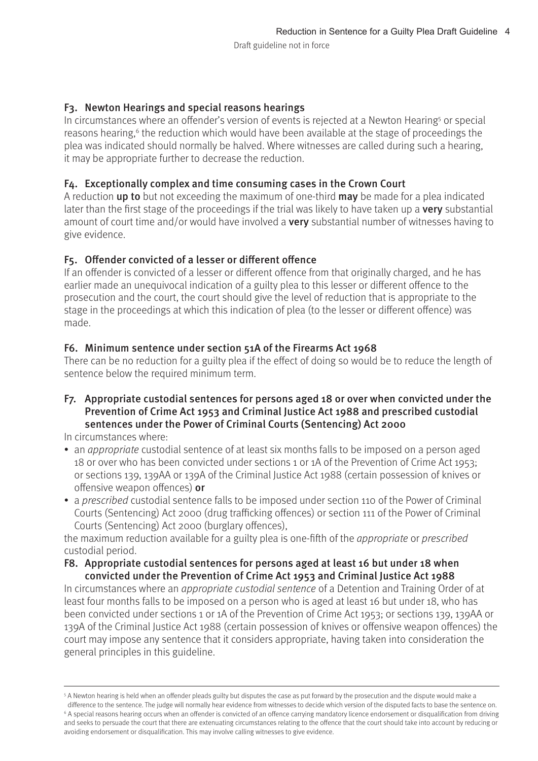### F3. Newton Hearings and special reasons hearings

In circumstances where an offender's version of events is rejected at a Newton Hearing[5] or special reasons hearing,[6] the reduction which would have been available at the stage of proceedings the plea was indicated should normally be halved. Where witnesses are called during such a hearing, it may be appropriate further to decrease the reduction.

### F4. Exceptionally complex and time consuming cases in the Crown Court

A reduction **up to** but not exceeding the maximum of one-third **may** be made for a plea indicated later than the first stage of the proceedings if the trial was likely to have taken up a **very** substantial amount of court time and/or would have involved a **very** substantial number of witnesses having to give evidence.

### F5. Offender convicted of a lesser or different offence

If an offender is convicted of a lesser or different offence from that originally charged, and he has earlier made an unequivocal indication of a guilty plea to this lesser or different offence to the prosecution and the court, the court should give the level of reduction that is appropriate to the stage in the proceedings at which this indication of plea (to the lesser or different offence) was made.

### F6. Minimum sentence under section 51A of the Firearms Act 1968

There can be no reduction for a guilty plea if the effect of doing so would be to reduce the length of sentence below the required minimum term.

### F7. Appropriate custodial sentences for persons aged 18 or over when convicted under the Prevention of Crime Act 1953 and Criminal Justice Act 1988 and prescribed custodial sentences under the Power of Criminal Courts (Sentencing) Act 2000

In circumstances where:

- an *appropriate* custodial sentence of at least six months falls to be imposed on a person aged 18 or over who has been convicted under sections 1 or 1A of the Prevention of Crime Act 1953; or sections 139, 139AA or 139A of the Criminal Justice Act 1988 (certain possession of knives or offensive weapon offences) **or**
- a *prescribed* custodial sentence falls to be imposed under section 110 of the Power of Criminal Courts (Sentencing) Act 2000 (drug trafficking offences) or section 111 of the Power of Criminal Courts (Sentencing) Act 2000 (burglary offences),

the maximum reduction available for a guilty plea is one-fifth of the *appropriate* or *prescribed* custodial period.

### F8. Appropriate custodial sentences for persons aged at least 16 but under 18 when convicted under the Prevention of Crime Act 1953 and Criminal Justice Act 1988

In circumstances where an *appropriate custodial sentence* of a Detention and Training Order of at least four months falls to be imposed on a person who is aged at least 16 but under 18, who has been convicted under sections 1 or 1A of the Prevention of Crime Act 1953; or sections 139, 139AA or 139A of the Criminal Justice Act 1988 (certain possession of knives or offensive weapon offences) the court may impose any sentence that it considers appropriate, having taken into consideration the general principles in this guideline.

---

[5] A Newton hearing is held when an offender pleads guilty but disputes the case as put forward by the prosecution and the dispute would make a difference to the sentence. The judge will normally hear evidence from witnesses to decide which version of the disputed facts to base the sentence on.

[6] A special reasons hearing occurs when an offender is convicted of an offence carrying mandatory licence endorsement or disqualification from driving and seeks to persuade the court that there are extenuating circumstances relating to the offence that the court should take into account by reducing or avoiding endorsement or disqualification. This may involve calling witnesses to give evidence.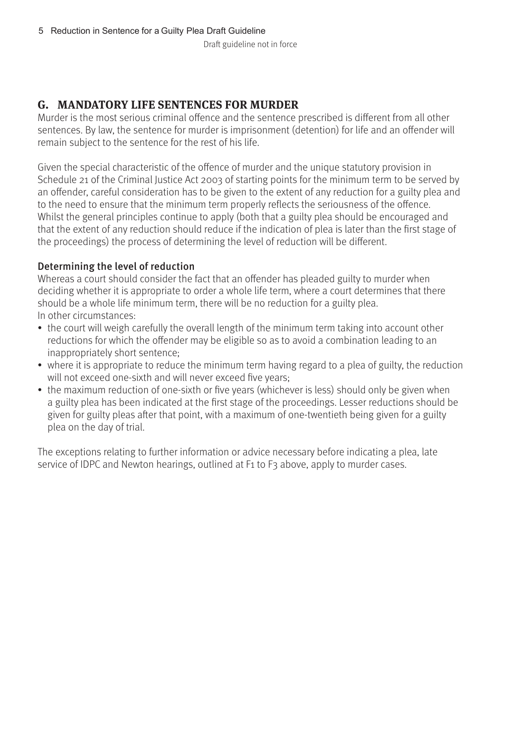## G. MANDATORY LIFE SENTENCES FOR MURDER

Murder is the most serious criminal offence and the sentence prescribed is different from all other sentences. By law, the sentence for murder is imprisonment (detention) for life and an offender will remain subject to the sentence for the rest of his life.

Given the special characteristic of the offence of murder and the unique statutory provision in Schedule 21 of the Criminal Justice Act 2003 of starting points for the minimum term to be served by an offender, careful consideration has to be given to the extent of any reduction for a guilty plea and to the need to ensure that the minimum term properly reflects the seriousness of the offence. Whilst the general principles continue to apply (both that a guilty plea should be encouraged and that the extent of any reduction should reduce if the indication of plea is later than the first stage of the proceedings) the process of determining the level of reduction will be different.

### Determining the level of reduction

Whereas a court should consider the fact that an offender has pleaded guilty to murder when deciding whether it is appropriate to order a whole life term, where a court determines that there should be a whole life minimum term, there will be no reduction for a guilty plea.
In other circumstances:

- the court will weigh carefully the overall length of the minimum term taking into account other reductions for which the offender may be eligible so as to avoid a combination leading to an inappropriately short sentence;
- where it is appropriate to reduce the minimum term having regard to a plea of guilty, the reduction will not exceed one-sixth and will never exceed five years;
- the maximum reduction of one-sixth or five years (whichever is less) should only be given when a guilty plea has been indicated at the first stage of the proceedings. Lesser reductions should be given for guilty pleas after that point, with a maximum of one-twentieth being given for a guilty plea on the day of trial.

The exceptions relating to further information or advice necessary before indicating a plea, late service of IDPC and Newton hearings, outlined at F1 to F3 above, apply to murder cases.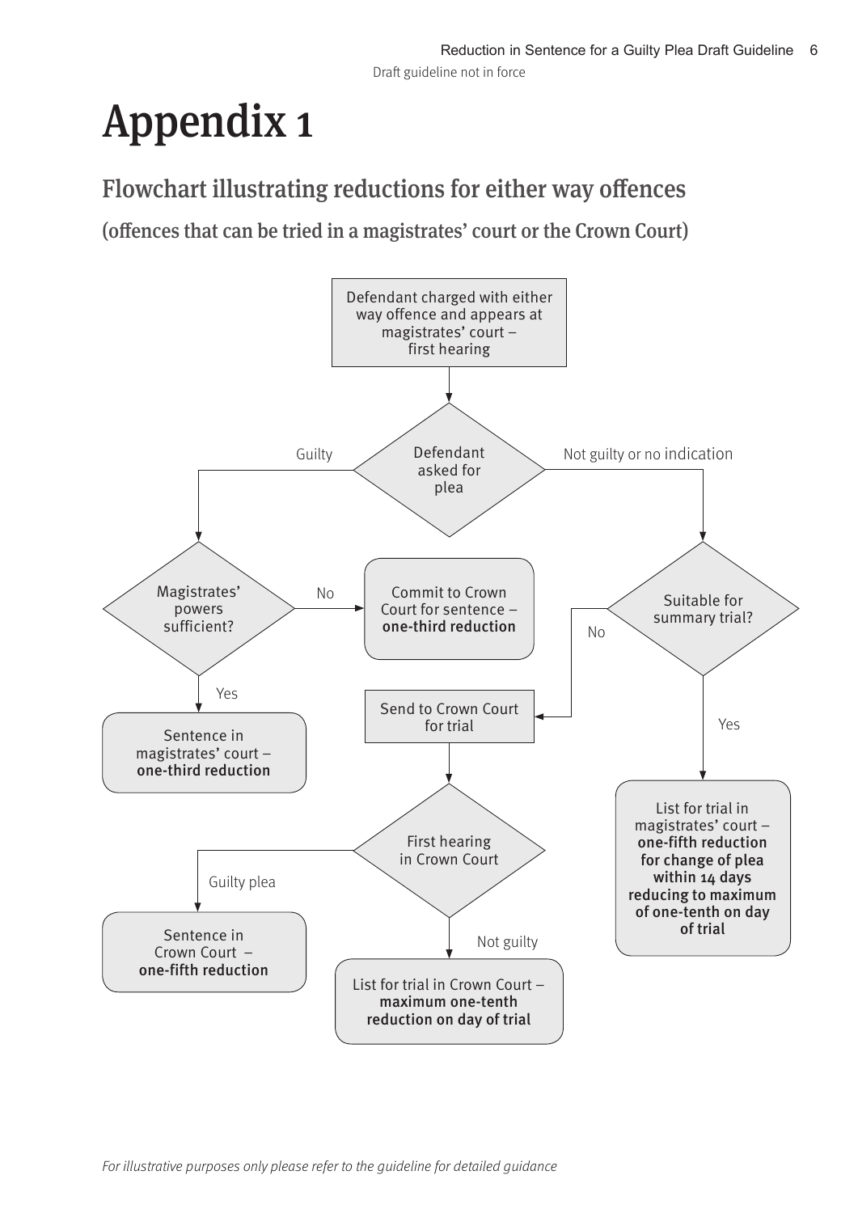Draft guideline not in force

# Appendix 1

## Flowchart illustrating reductions for either way offences

### (offences that can be tried in a magistrates' court or the Crown Court)

Defendant charged with either way offence and appears at magistrates' court – first hearing

Defendant asked for plea

- Guilty → Magistrates' powers sufficient?
  - Yes → Sentence in magistrates' court – **one-third reduction**
  - No → Commit to Crown Court for sentence – **one-third reduction**
- Not guilty or no indication → Suitable for summary trial?
  - Yes → List for trial in magistrates' court – **one-fifth reduction for change of plea within 14 days reducing to maximum of one-tenth on day of trial**
  - No → Send to Crown Court for trial → First hearing in Crown Court
    - Guilty plea → Sentence in Crown Court – **one-fifth reduction**
    - Not guilty → List for trial in Crown Court – **maximum one-tenth reduction on day of trial**

*For illustrative purposes only please refer to the guideline for detailed guidance*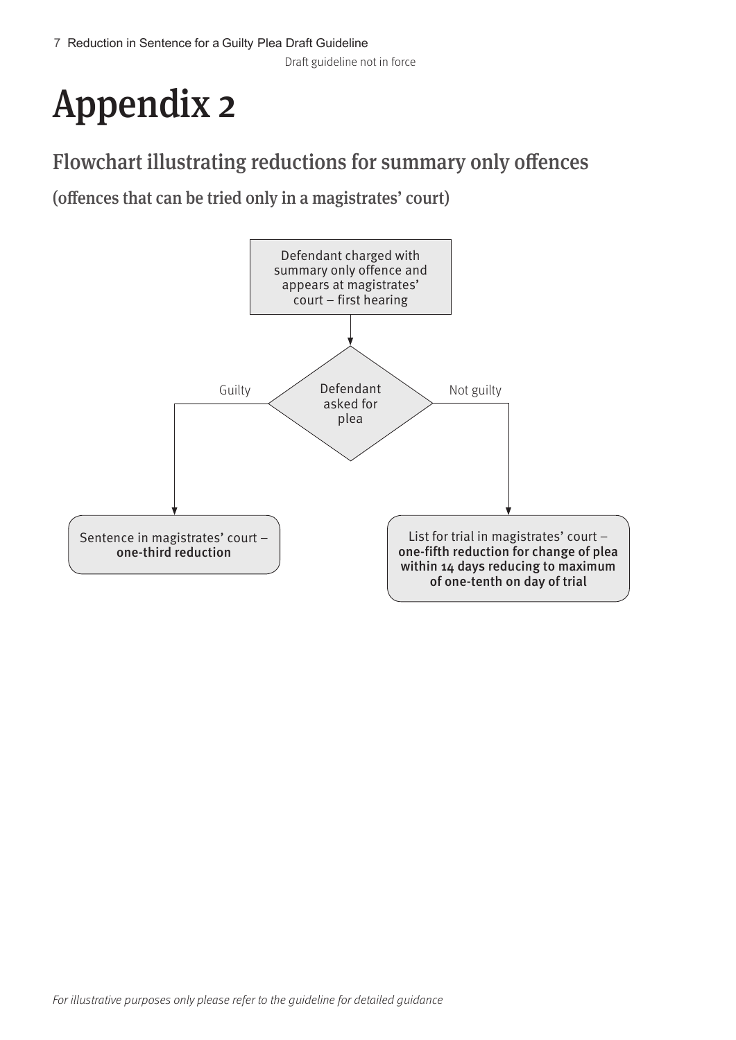Draft guideline not in force

# Appendix 2

## Flowchart illustrating reductions for summary only offences

### (offences that can be tried only in a magistrates' court)

Defendant charged with summary only offence and appears at magistrates' court – first hearing

Defendant asked for plea

- **Guilty** → Sentence in magistrates' court – **one-third reduction**
- **Not guilty** → List for trial in magistrates' court – **one-fifth reduction for change of plea within 14 days reducing to maximum of one-tenth on day of trial**

*For illustrative purposes only please refer to the guideline for detailed guidance*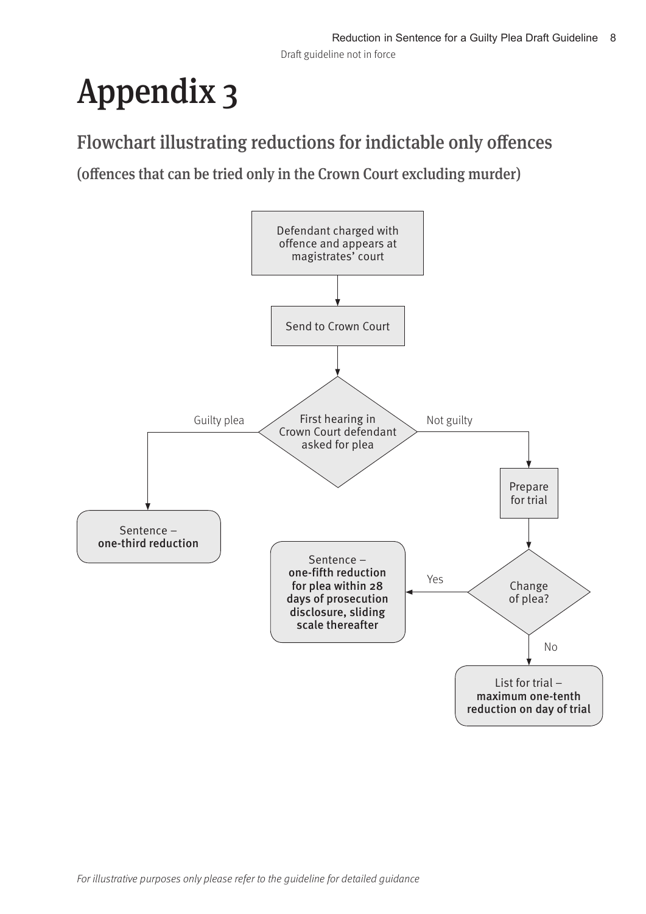# Appendix 3

## Flowchart illustrating reductions for indictable only offences

### (offences that can be tried only in the Crown Court excluding murder)

Defendant charged with offence and appears at magistrates' court

Send to Crown Court

First hearing in Crown Court defendant asked for plea

Guilty plea

Sentence – **one-third reduction**

Not guilty

Prepare for trial

Change of plea?

Yes

Sentence – **one-fifth reduction for plea within 28 days of prosecution disclosure, sliding scale thereafter**

No

List for trial – **maximum one-tenth reduction on day of trial**

*For illustrative purposes only please refer to the guideline for detailed guidance*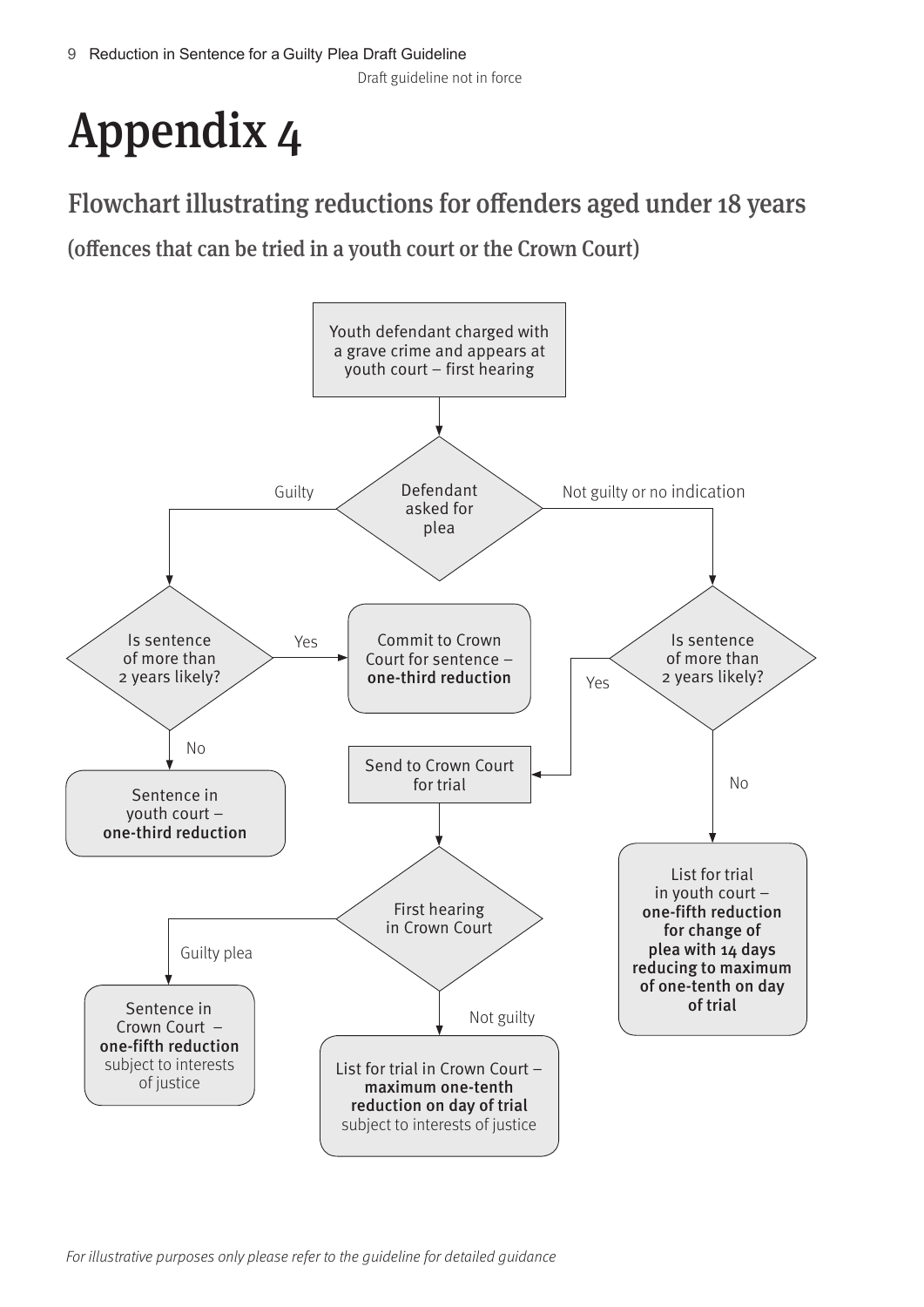Draft guideline not in force

# Appendix 4

## Flowchart illustrating reductions for offenders aged under 18 years

### (offences that can be tried in a youth court or the Crown Court)

Youth defendant charged with a grave crime and appears at youth court – first hearing

Defendant asked for plea

- **Guilty** → Is sentence of more than 2 years likely?
  - **Yes** → Commit to Crown Court for sentence – **one-third reduction**
  - **No** → Sentence in youth court – **one-third reduction**
- **Not guilty or no indication** → Is sentence of more than 2 years likely?
  - **Yes** → Send to Crown Court for trial → First hearing in Crown Court
    - **Guilty plea** → Sentence in Crown Court – **one-fifth reduction** subject to interests of justice
    - **Not guilty** → List for trial in Crown Court – **maximum one-tenth reduction on day of trial** subject to interests of justice
  - **No** → List for trial in youth court – **one-fifth reduction for change of plea with 14 days reducing to maximum of one-tenth on day of trial**

*For illustrative purposes only please refer to the guideline for detailed guidance*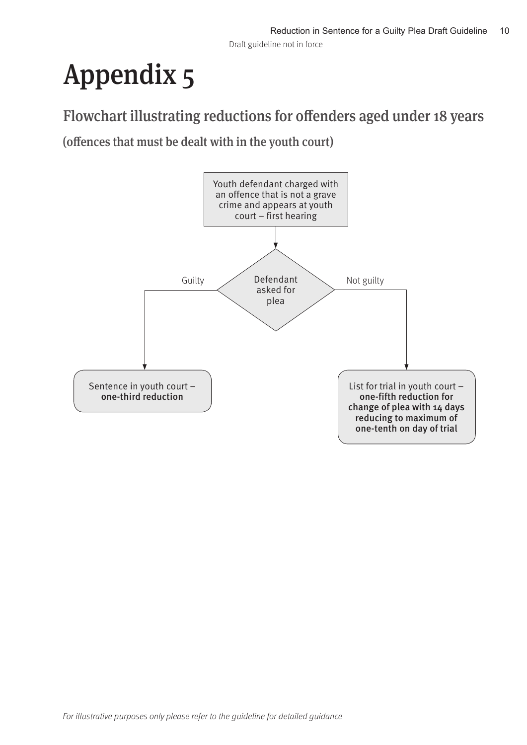# Appendix 5

## Flowchart illustrating reductions for offenders aged under 18 years

### (offences that must be dealt with in the youth court)

Youth defendant charged with an offence that is not a grave crime and appears at youth court – first hearing

Defendant asked for plea

Guilty

Sentence in youth court – **one-third reduction**

Not guilty

List for trial in youth court – **one-fifth reduction for change of plea with 14 days reducing to maximum of one-tenth on day of trial**

*For illustrative purposes only please refer to the guideline for detailed guidance*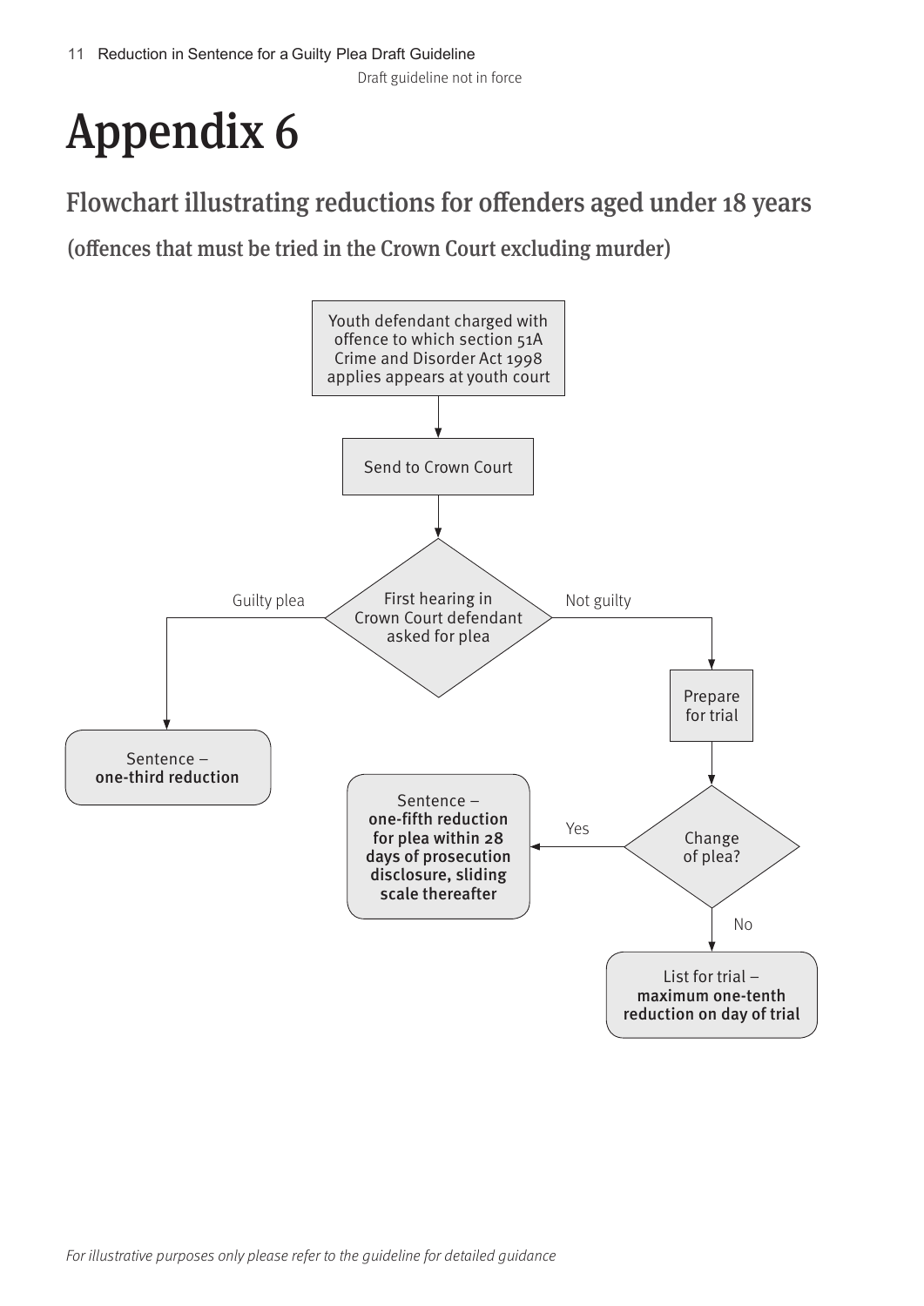Draft guideline not in force

# Appendix 6

## Flowchart illustrating reductions for offenders aged under 18 years

### (offences that must be tried in the Crown Court excluding murder)

Youth defendant charged with offence to which section 51A Crime and Disorder Act 1998 applies appears at youth court

Send to Crown Court

First hearing in Crown Court defendant asked for plea

Guilty plea

Sentence – **one-third reduction**

Not guilty

Prepare for trial

Change of plea?

Yes

Sentence – **one-fifth reduction for plea within 28 days of prosecution disclosure, sliding scale thereafter**

No

List for trial – **maximum one-tenth reduction on day of trial**

*For illustrative purposes only please refer to the guideline for detailed guidance*